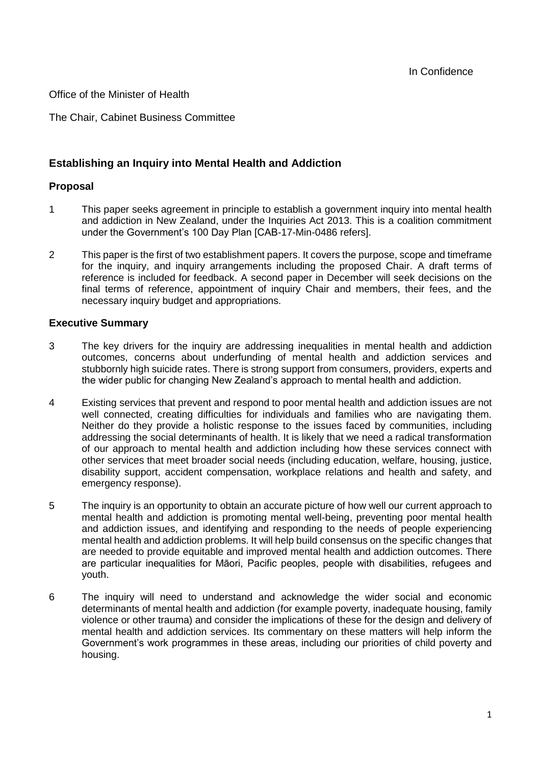In Confidence

Office of the Minister of Health

The Chair, Cabinet Business Committee

## Establishing an Inquiry into Mental Health and Addiction

### Proposal

1 This paper seeks agreement in principle to establish a government inquiry into mental health and addiction in New Zealand, under the Inquiries Act 2013. This is a coalition commitment under the Government's 100 Day Plan [CAB-17-Min-0486 refers].

2 This paper is the first of two establishment papers. It covers the purpose, scope and timeframe for the inquiry, and inquiry arrangements including the proposed Chair. A draft terms of reference is included for feedback. A second paper in December will seek decisions on the final terms of reference, appointment of inquiry Chair and members, their fees, and the necessary inquiry budget and appropriations.

### Executive Summary

3 The key drivers for the inquiry are addressing inequalities in mental health and addiction outcomes, concerns about underfunding of mental health and addiction services and stubbornly high suicide rates. There is strong support from consumers, providers, experts and the wider public for changing New Zealand's approach to mental health and addiction.

4 Existing services that prevent and respond to poor mental health and addiction issues are not well connected, creating difficulties for individuals and families who are navigating them. Neither do they provide a holistic response to the issues faced by communities, including addressing the social determinants of health. It is likely that we need a radical transformation of our approach to mental health and addiction including how these services connect with other services that meet broader social needs (including education, welfare, housing, justice, disability support, accident compensation, workplace relations and health and safety, and emergency response).

5 The inquiry is an opportunity to obtain an accurate picture of how well our current approach to mental health and addiction is promoting mental well-being, preventing poor mental health and addiction issues, and identifying and responding to the needs of people experiencing mental health and addiction problems. It will help build consensus on the specific changes that are needed to provide equitable and improved mental health and addiction outcomes. There are particular inequalities for Māori, Pacific peoples, people with disabilities, refugees and youth.

6 The inquiry will need to understand and acknowledge the wider social and economic determinants of mental health and addiction (for example poverty, inadequate housing, family violence or other trauma) and consider the implications of these for the design and delivery of mental health and addiction services. Its commentary on these matters will help inform the Government's work programmes in these areas, including our priorities of child poverty and housing.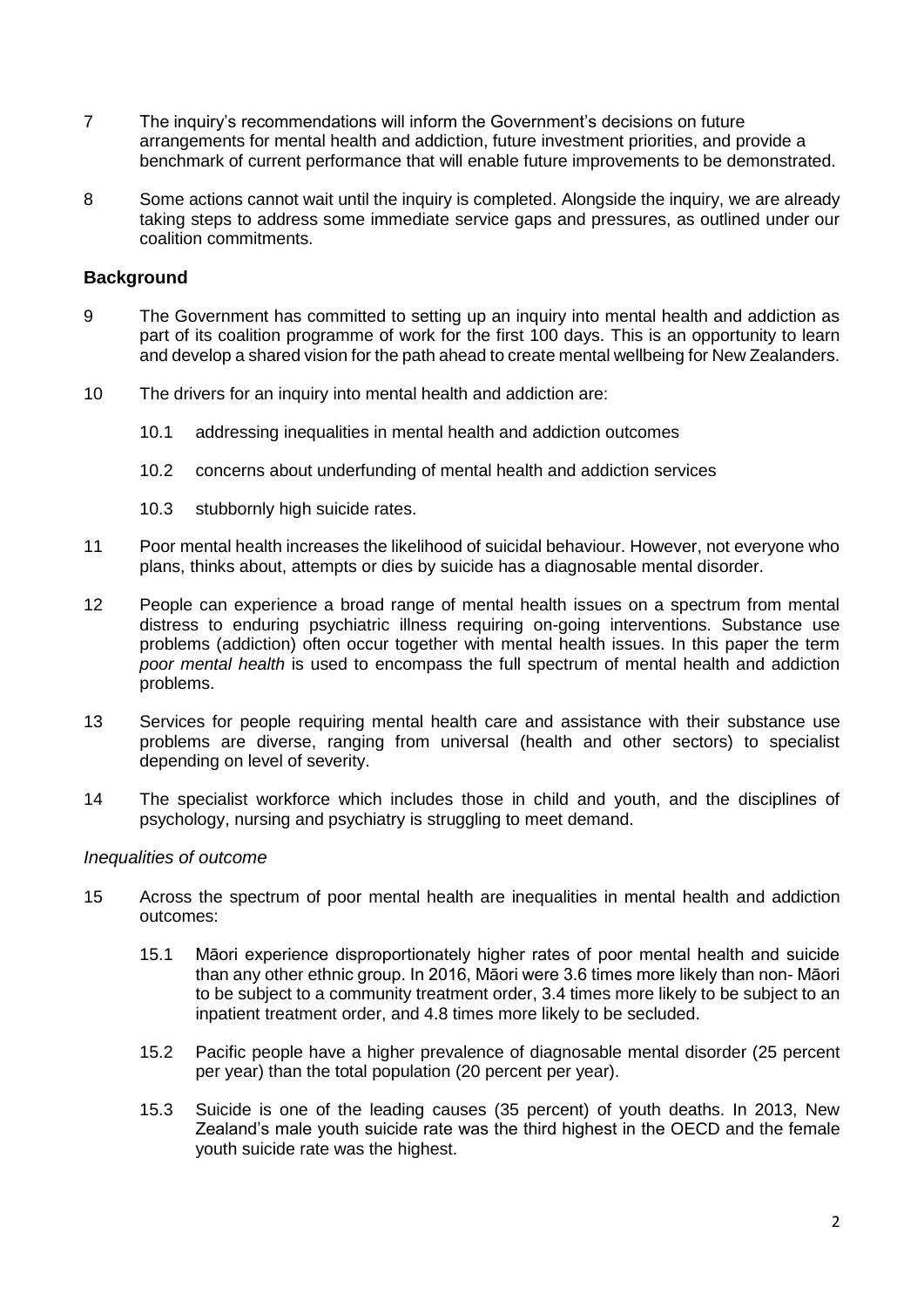7 The inquiry's recommendations will inform the Government's decisions on future arrangements for mental health and addiction, future investment priorities, and provide a benchmark of current performance that will enable future improvements to be demonstrated.

8 Some actions cannot wait until the inquiry is completed. Alongside the inquiry, we are already taking steps to address some immediate service gaps and pressures, as outlined under our coalition commitments.

## Background

9 The Government has committed to setting up an inquiry into mental health and addiction as part of its coalition programme of work for the first 100 days. This is an opportunity to learn and develop a shared vision for the path ahead to create mental wellbeing for New Zealanders.

10 The drivers for an inquiry into mental health and addiction are:

10.1 addressing inequalities in mental health and addiction outcomes

10.2 concerns about underfunding of mental health and addiction services

10.3 stubbornly high suicide rates.

11 Poor mental health increases the likelihood of suicidal behaviour. However, not everyone who plans, thinks about, attempts or dies by suicide has a diagnosable mental disorder.

12 People can experience a broad range of mental health issues on a spectrum from mental distress to enduring psychiatric illness requiring on-going interventions. Substance use problems (addiction) often occur together with mental health issues. In this paper the term *poor mental health* is used to encompass the full spectrum of mental health and addiction problems.

13 Services for people requiring mental health care and assistance with their substance use problems are diverse, ranging from universal (health and other sectors) to specialist depending on level of severity.

14 The specialist workforce which includes those in child and youth, and the disciplines of psychology, nursing and psychiatry is struggling to meet demand.

*Inequalities of outcome*

15 Across the spectrum of poor mental health are inequalities in mental health and addiction outcomes:

15.1 Māori experience disproportionately higher rates of poor mental health and suicide than any other ethnic group. In 2016, Māori were 3.6 times more likely than non- Māori to be subject to a community treatment order, 3.4 times more likely to be subject to an inpatient treatment order, and 4.8 times more likely to be secluded.

15.2 Pacific people have a higher prevalence of diagnosable mental disorder (25 percent per year) than the total population (20 percent per year).

15.3 Suicide is one of the leading causes (35 percent) of youth deaths. In 2013, New Zealand's male youth suicide rate was the third highest in the OECD and the female youth suicide rate was the highest.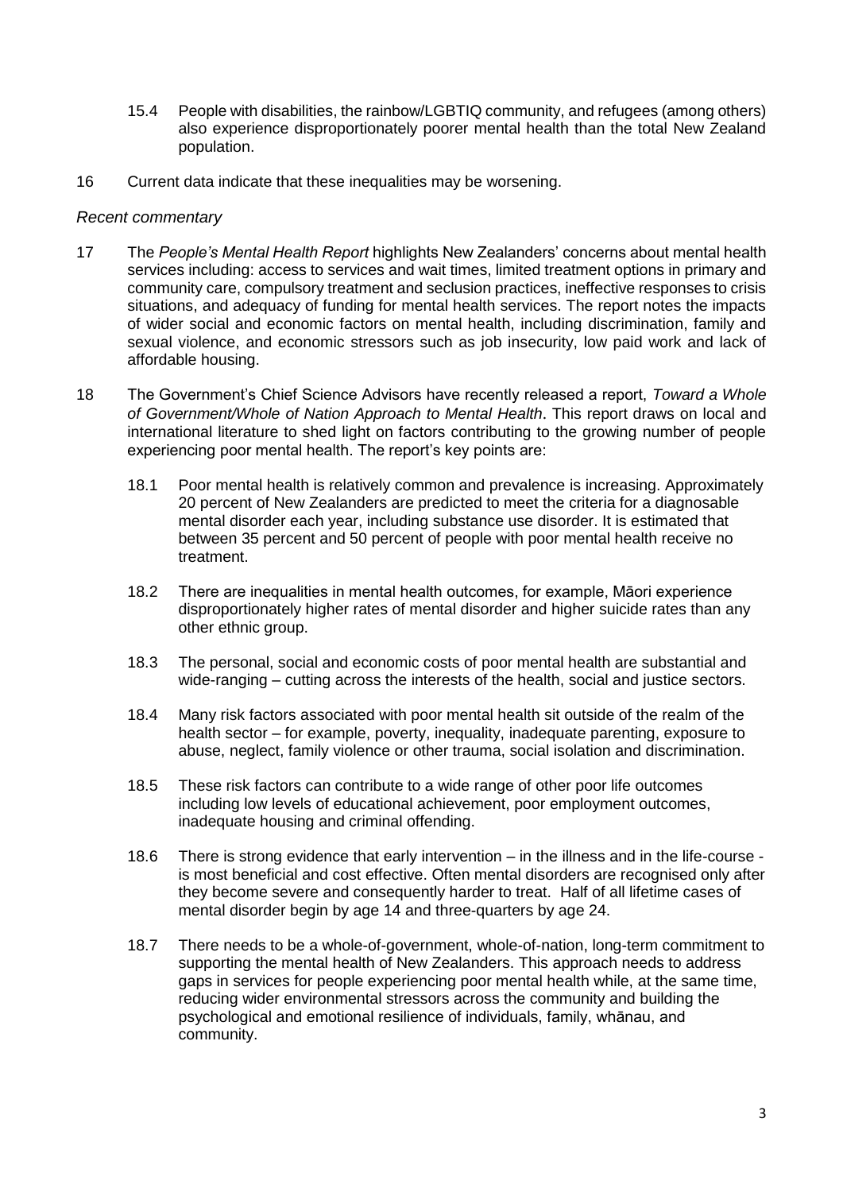15.4 People with disabilities, the rainbow/LGBTIQ community, and refugees (among others) also experience disproportionately poorer mental health than the total New Zealand population.

16 Current data indicate that these inequalities may be worsening.

*Recent commentary*

17 The *People's Mental Health Report* highlights New Zealanders' concerns about mental health services including: access to services and wait times, limited treatment options in primary and community care, compulsory treatment and seclusion practices, ineffective responses to crisis situations, and adequacy of funding for mental health services. The report notes the impacts of wider social and economic factors on mental health, including discrimination, family and sexual violence, and economic stressors such as job insecurity, low paid work and lack of affordable housing.

18 The Government's Chief Science Advisors have recently released a report, *Toward a Whole of Government/Whole of Nation Approach to Mental Health*. This report draws on local and international literature to shed light on factors contributing to the growing number of people experiencing poor mental health. The report's key points are:

18.1 Poor mental health is relatively common and prevalence is increasing. Approximately 20 percent of New Zealanders are predicted to meet the criteria for a diagnosable mental disorder each year, including substance use disorder. It is estimated that between 35 percent and 50 percent of people with poor mental health receive no treatment.

18.2 There are inequalities in mental health outcomes, for example, Māori experience disproportionately higher rates of mental disorder and higher suicide rates than any other ethnic group.

18.3 The personal, social and economic costs of poor mental health are substantial and wide-ranging – cutting across the interests of the health, social and justice sectors.

18.4 Many risk factors associated with poor mental health sit outside of the realm of the health sector – for example, poverty, inequality, inadequate parenting, exposure to abuse, neglect, family violence or other trauma, social isolation and discrimination.

18.5 These risk factors can contribute to a wide range of other poor life outcomes including low levels of educational achievement, poor employment outcomes, inadequate housing and criminal offending.

18.6 There is strong evidence that early intervention – in the illness and in the life-course - is most beneficial and cost effective. Often mental disorders are recognised only after they become severe and consequently harder to treat. Half of all lifetime cases of mental disorder begin by age 14 and three-quarters by age 24.

18.7 There needs to be a whole-of-government, whole-of-nation, long-term commitment to supporting the mental health of New Zealanders. This approach needs to address gaps in services for people experiencing poor mental health while, at the same time, reducing wider environmental stressors across the community and building the psychological and emotional resilience of individuals, family, whānau, and community.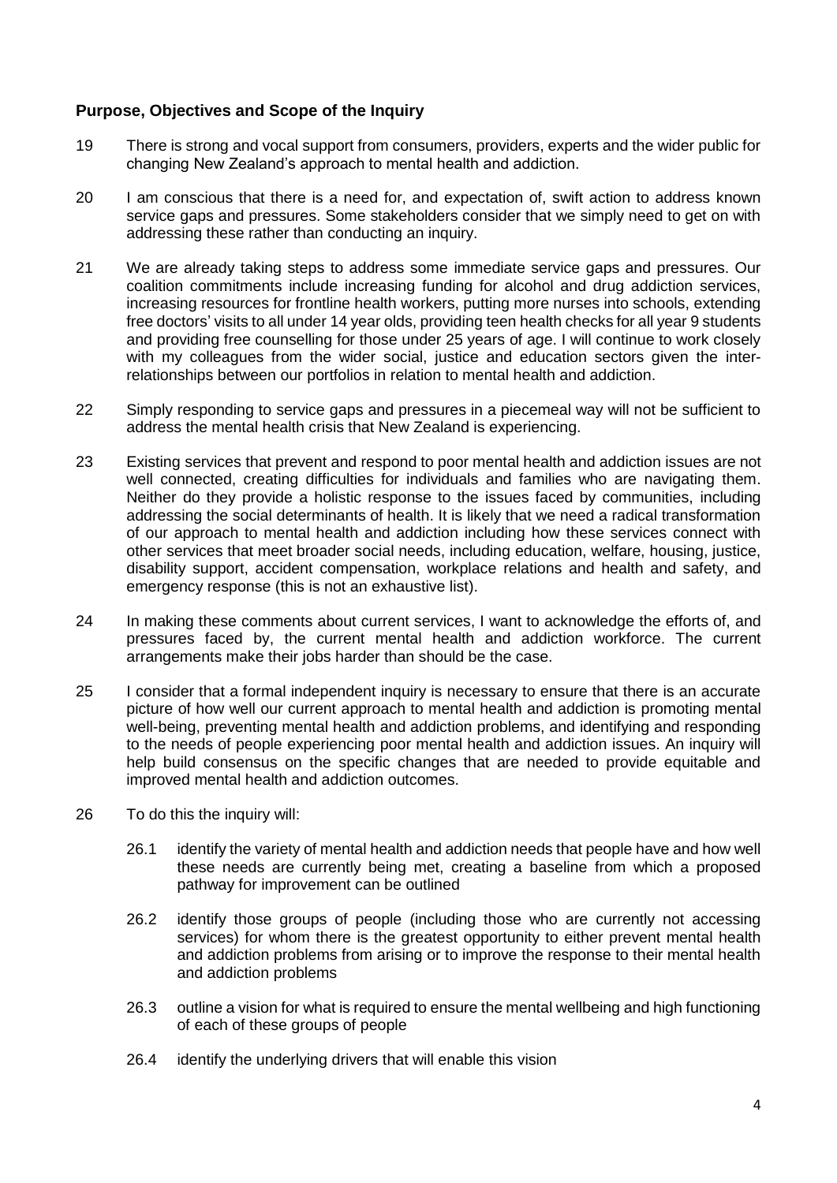### Purpose, Objectives and Scope of the Inquiry

19 There is strong and vocal support from consumers, providers, experts and the wider public for changing New Zealand's approach to mental health and addiction.

20 I am conscious that there is a need for, and expectation of, swift action to address known service gaps and pressures. Some stakeholders consider that we simply need to get on with addressing these rather than conducting an inquiry.

21 We are already taking steps to address some immediate service gaps and pressures. Our coalition commitments include increasing funding for alcohol and drug addiction services, increasing resources for frontline health workers, putting more nurses into schools, extending free doctors' visits to all under 14 year olds, providing teen health checks for all year 9 students and providing free counselling for those under 25 years of age. I will continue to work closely with my colleagues from the wider social, justice and education sectors given the inter-relationships between our portfolios in relation to mental health and addiction.

22 Simply responding to service gaps and pressures in a piecemeal way will not be sufficient to address the mental health crisis that New Zealand is experiencing.

23 Existing services that prevent and respond to poor mental health and addiction issues are not well connected, creating difficulties for individuals and families who are navigating them. Neither do they provide a holistic response to the issues faced by communities, including addressing the social determinants of health. It is likely that we need a radical transformation of our approach to mental health and addiction including how these services connect with other services that meet broader social needs, including education, welfare, housing, justice, disability support, accident compensation, workplace relations and health and safety, and emergency response (this is not an exhaustive list).

24 In making these comments about current services, I want to acknowledge the efforts of, and pressures faced by, the current mental health and addiction workforce. The current arrangements make their jobs harder than should be the case.

25 I consider that a formal independent inquiry is necessary to ensure that there is an accurate picture of how well our current approach to mental health and addiction is promoting mental well-being, preventing mental health and addiction problems, and identifying and responding to the needs of people experiencing poor mental health and addiction issues. An inquiry will help build consensus on the specific changes that are needed to provide equitable and improved mental health and addiction outcomes.

26 To do this the inquiry will:

26.1 identify the variety of mental health and addiction needs that people have and how well these needs are currently being met, creating a baseline from which a proposed pathway for improvement can be outlined

26.2 identify those groups of people (including those who are currently not accessing services) for whom there is the greatest opportunity to either prevent mental health and addiction problems from arising or to improve the response to their mental health and addiction problems

26.3 outline a vision for what is required to ensure the mental wellbeing and high functioning of each of these groups of people

26.4 identify the underlying drivers that will enable this vision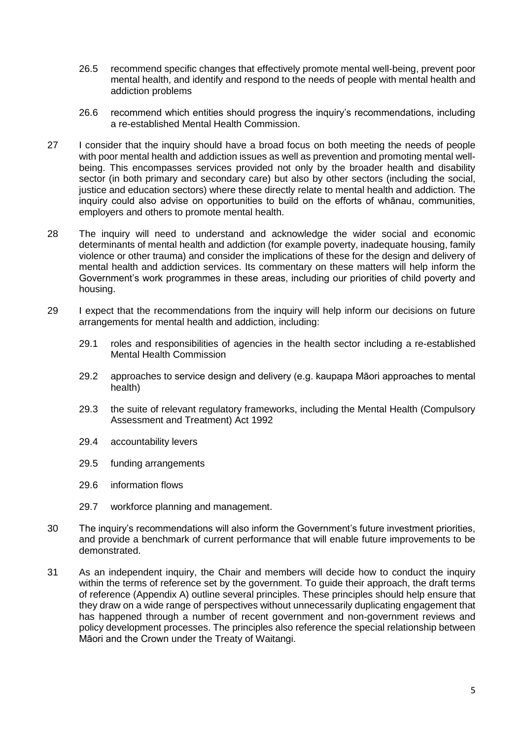26.5 recommend specific changes that effectively promote mental well-being, prevent poor mental health, and identify and respond to the needs of people with mental health and addiction problems

26.6 recommend which entities should progress the inquiry's recommendations, including a re-established Mental Health Commission.

27 I consider that the inquiry should have a broad focus on both meeting the needs of people with poor mental health and addiction issues as well as prevention and promoting mental well-being. This encompasses services provided not only by the broader health and disability sector (in both primary and secondary care) but also by other sectors (including the social, justice and education sectors) where these directly relate to mental health and addiction. The inquiry could also advise on opportunities to build on the efforts of whānau, communities, employers and others to promote mental health.

28 The inquiry will need to understand and acknowledge the wider social and economic determinants of mental health and addiction (for example poverty, inadequate housing, family violence or other trauma) and consider the implications of these for the design and delivery of mental health and addiction services. Its commentary on these matters will help inform the Government's work programmes in these areas, including our priorities of child poverty and housing.

29 I expect that the recommendations from the inquiry will help inform our decisions on future arrangements for mental health and addiction, including:

29.1 roles and responsibilities of agencies in the health sector including a re-established Mental Health Commission

29.2 approaches to service design and delivery (e.g. kaupapa Māori approaches to mental health)

29.3 the suite of relevant regulatory frameworks, including the Mental Health (Compulsory Assessment and Treatment) Act 1992

29.4 accountability levers

29.5 funding arrangements

29.6 information flows

29.7 workforce planning and management.

30 The inquiry's recommendations will also inform the Government's future investment priorities, and provide a benchmark of current performance that will enable future improvements to be demonstrated.

31 As an independent inquiry, the Chair and members will decide how to conduct the inquiry within the terms of reference set by the government. To guide their approach, the draft terms of reference (Appendix A) outline several principles. These principles should help ensure that they draw on a wide range of perspectives without unnecessarily duplicating engagement that has happened through a number of recent government and non-government reviews and policy development processes. The principles also reference the special relationship between Māori and the Crown under the Treaty of Waitangi.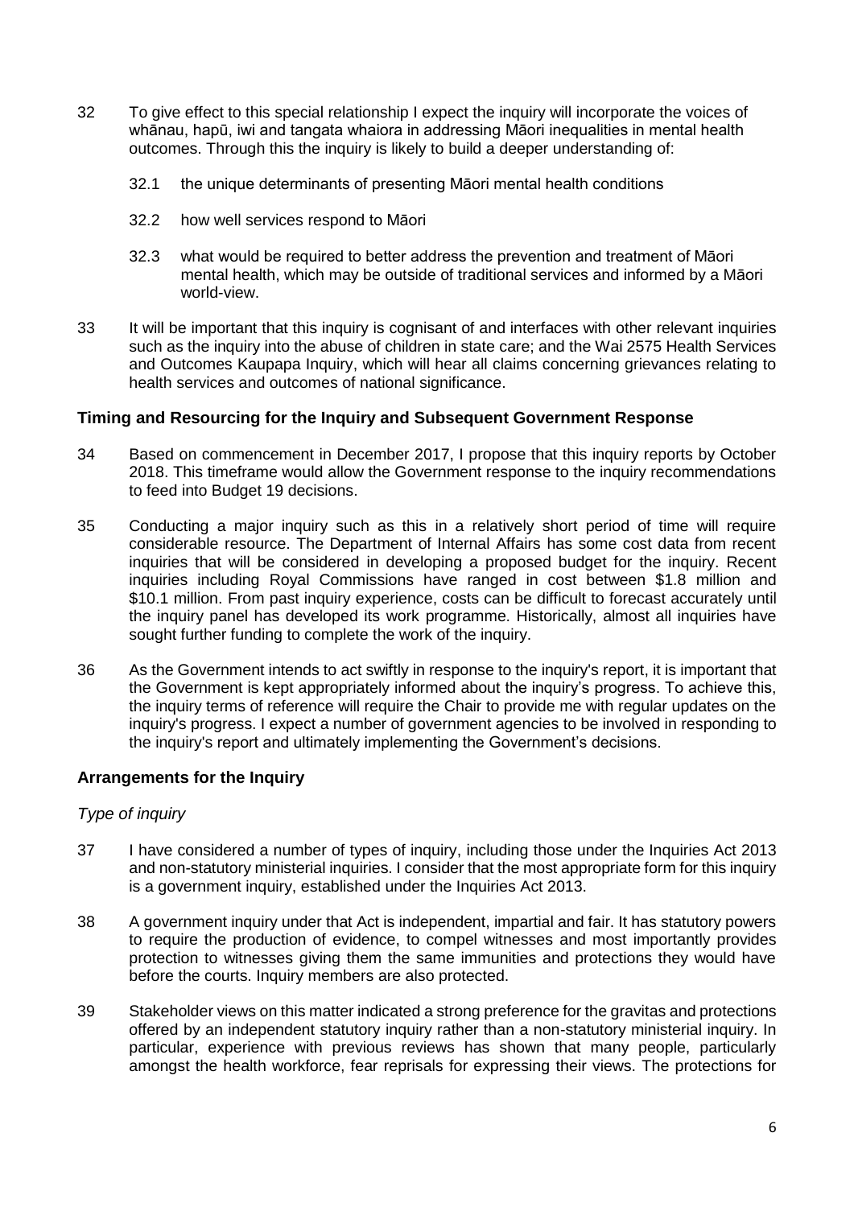32 To give effect to this special relationship I expect the inquiry will incorporate the voices of whānau, hapū, iwi and tangata whaiora in addressing Māori inequalities in mental health outcomes. Through this the inquiry is likely to build a deeper understanding of:

32.1 the unique determinants of presenting Māori mental health conditions

32.2 how well services respond to Māori

32.3 what would be required to better address the prevention and treatment of Māori mental health, which may be outside of traditional services and informed by a Māori world-view.

33 It will be important that this inquiry is cognisant of and interfaces with other relevant inquiries such as the inquiry into the abuse of children in state care; and the Wai 2575 Health Services and Outcomes Kaupapa Inquiry, which will hear all claims concerning grievances relating to health services and outcomes of national significance.

### Timing and Resourcing for the Inquiry and Subsequent Government Response

34 Based on commencement in December 2017, I propose that this inquiry reports by October 2018. This timeframe would allow the Government response to the inquiry recommendations to feed into Budget 19 decisions.

35 Conducting a major inquiry such as this in a relatively short period of time will require considerable resource. The Department of Internal Affairs has some cost data from recent inquiries that will be considered in developing a proposed budget for the inquiry. Recent inquiries including Royal Commissions have ranged in cost between $1.8 million and $10.1 million. From past inquiry experience, costs can be difficult to forecast accurately until the inquiry panel has developed its work programme. Historically, almost all inquiries have sought further funding to complete the work of the inquiry.

36 As the Government intends to act swiftly in response to the inquiry's report, it is important that the Government is kept appropriately informed about the inquiry's progress. To achieve this, the inquiry terms of reference will require the Chair to provide me with regular updates on the inquiry's progress. I expect a number of government agencies to be involved in responding to the inquiry's report and ultimately implementing the Government's decisions.

### Arrangements for the Inquiry

*Type of inquiry*

37 I have considered a number of types of inquiry, including those under the Inquiries Act 2013 and non-statutory ministerial inquiries. I consider that the most appropriate form for this inquiry is a government inquiry, established under the Inquiries Act 2013.

38 A government inquiry under that Act is independent, impartial and fair. It has statutory powers to require the production of evidence, to compel witnesses and most importantly provides protection to witnesses giving them the same immunities and protections they would have before the courts. Inquiry members are also protected.

39 Stakeholder views on this matter indicated a strong preference for the gravitas and protections offered by an independent statutory inquiry rather than a non-statutory ministerial inquiry. In particular, experience with previous reviews has shown that many people, particularly amongst the health workforce, fear reprisals for expressing their views. The protections for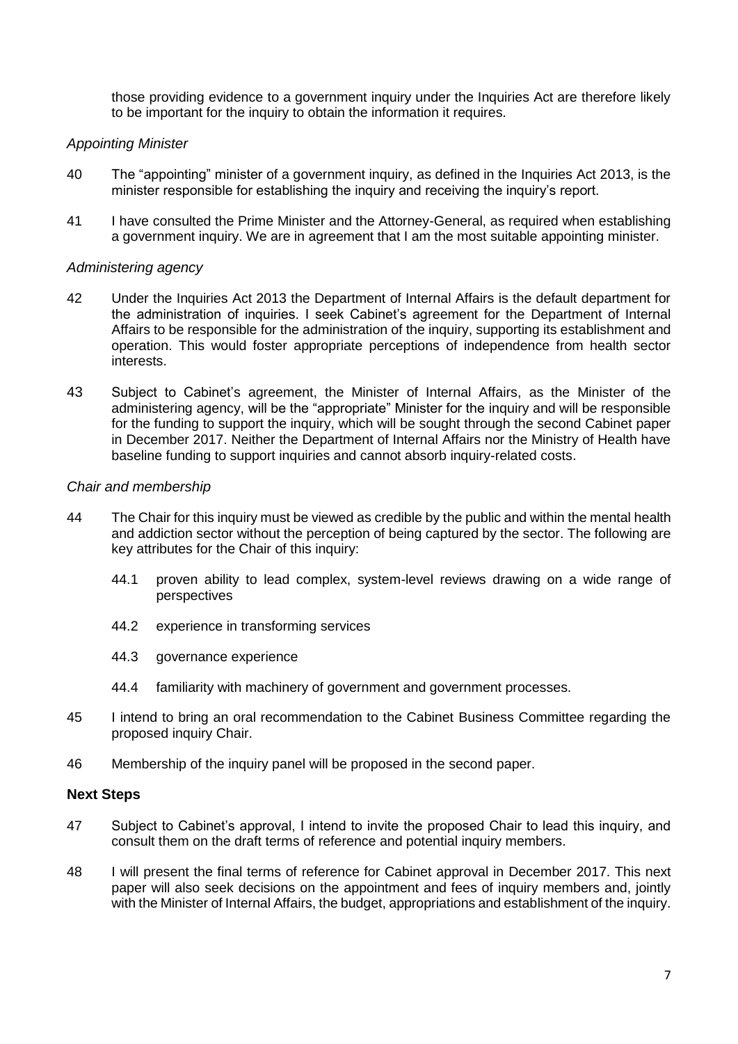those providing evidence to a government inquiry under the Inquiries Act are therefore likely to be important for the inquiry to obtain the information it requires.

*Appointing Minister*

40 The "appointing" minister of a government inquiry, as defined in the Inquiries Act 2013, is the minister responsible for establishing the inquiry and receiving the inquiry's report.

41 I have consulted the Prime Minister and the Attorney-General, as required when establishing a government inquiry. We are in agreement that I am the most suitable appointing minister.

*Administering agency*

42 Under the Inquiries Act 2013 the Department of Internal Affairs is the default department for the administration of inquiries. I seek Cabinet's agreement for the Department of Internal Affairs to be responsible for the administration of the inquiry, supporting its establishment and operation. This would foster appropriate perceptions of independence from health sector interests.

43 Subject to Cabinet's agreement, the Minister of Internal Affairs, as the Minister of the administering agency, will be the "appropriate" Minister for the inquiry and will be responsible for the funding to support the inquiry, which will be sought through the second Cabinet paper in December 2017. Neither the Department of Internal Affairs nor the Ministry of Health have baseline funding to support inquiries and cannot absorb inquiry-related costs.

*Chair and membership*

44 The Chair for this inquiry must be viewed as credible by the public and within the mental health and addiction sector without the perception of being captured by the sector. The following are key attributes for the Chair of this inquiry:

44.1 proven ability to lead complex, system-level reviews drawing on a wide range of perspectives

44.2 experience in transforming services

44.3 governance experience

44.4 familiarity with machinery of government and government processes.

45 I intend to bring an oral recommendation to the Cabinet Business Committee regarding the proposed inquiry Chair.

46 Membership of the inquiry panel will be proposed in the second paper.

## Next Steps

47 Subject to Cabinet's approval, I intend to invite the proposed Chair to lead this inquiry, and consult them on the draft terms of reference and potential inquiry members.

48 I will present the final terms of reference for Cabinet approval in December 2017. This next paper will also seek decisions on the appointment and fees of inquiry members and, jointly with the Minister of Internal Affairs, the budget, appropriations and establishment of the inquiry.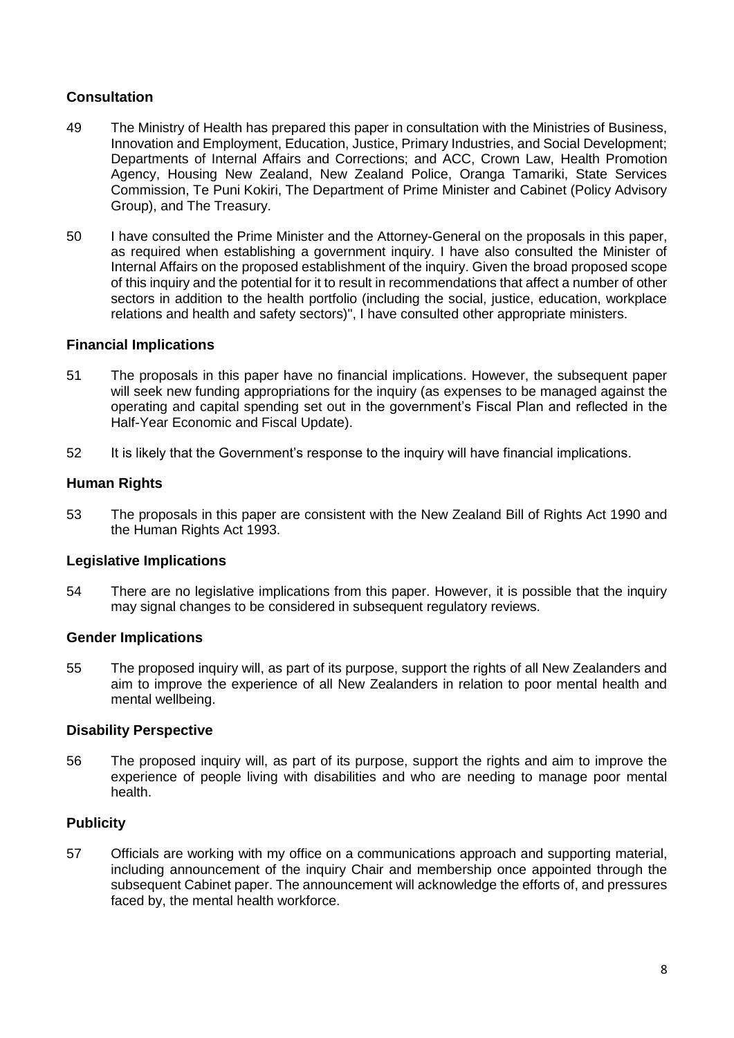## Consultation

49 The Ministry of Health has prepared this paper in consultation with the Ministries of Business, Innovation and Employment, Education, Justice, Primary Industries, and Social Development; Departments of Internal Affairs and Corrections; and ACC, Crown Law, Health Promotion Agency, Housing New Zealand, New Zealand Police, Oranga Tamariki, State Services Commission, Te Puni Kokiri, The Department of Prime Minister and Cabinet (Policy Advisory Group), and The Treasury.

50 I have consulted the Prime Minister and the Attorney-General on the proposals in this paper, as required when establishing a government inquiry. I have also consulted the Minister of Internal Affairs on the proposed establishment of the inquiry. Given the broad proposed scope of this inquiry and the potential for it to result in recommendations that affect a number of other sectors in addition to the health portfolio (including the social, justice, education, workplace relations and health and safety sectors)", I have consulted other appropriate ministers.

## Financial Implications

51 The proposals in this paper have no financial implications. However, the subsequent paper will seek new funding appropriations for the inquiry (as expenses to be managed against the operating and capital spending set out in the government's Fiscal Plan and reflected in the Half-Year Economic and Fiscal Update).

52 It is likely that the Government's response to the inquiry will have financial implications.

## Human Rights

53 The proposals in this paper are consistent with the New Zealand Bill of Rights Act 1990 and the Human Rights Act 1993.

## Legislative Implications

54 There are no legislative implications from this paper. However, it is possible that the inquiry may signal changes to be considered in subsequent regulatory reviews.

## Gender Implications

55 The proposed inquiry will, as part of its purpose, support the rights of all New Zealanders and aim to improve the experience of all New Zealanders in relation to poor mental health and mental wellbeing.

## Disability Perspective

56 The proposed inquiry will, as part of its purpose, support the rights and aim to improve the experience of people living with disabilities and who are needing to manage poor mental health.

## Publicity

57 Officials are working with my office on a communications approach and supporting material, including announcement of the inquiry Chair and membership once appointed through the subsequent Cabinet paper. The announcement will acknowledge the efforts of, and pressures faced by, the mental health workforce.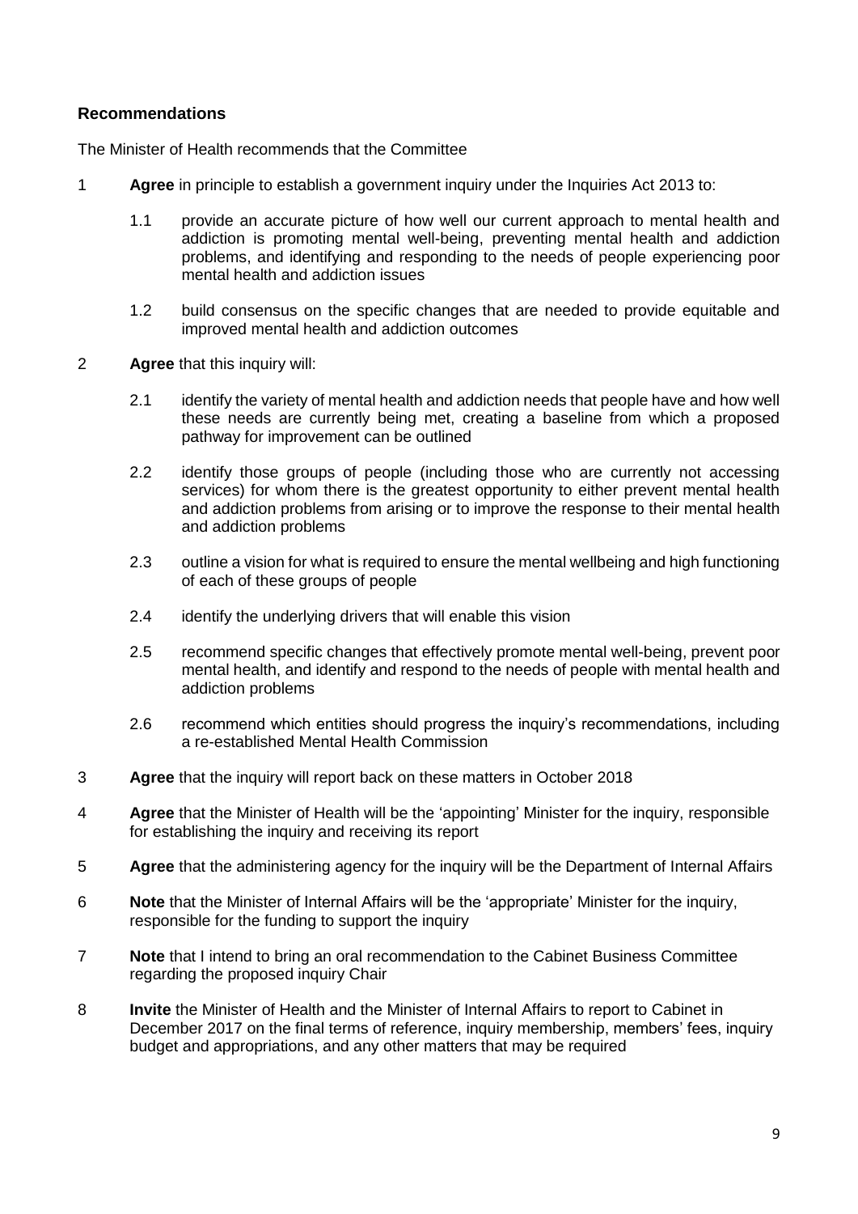## Recommendations

The Minister of Health recommends that the Committee

1 **Agree** in principle to establish a government inquiry under the Inquiries Act 2013 to:

   1.1 provide an accurate picture of how well our current approach to mental health and addiction is promoting mental well-being, preventing mental health and addiction problems, and identifying and responding to the needs of people experiencing poor mental health and addiction issues

   1.2 build consensus on the specific changes that are needed to provide equitable and improved mental health and addiction outcomes

2 **Agree** that this inquiry will:

   2.1 identify the variety of mental health and addiction needs that people have and how well these needs are currently being met, creating a baseline from which a proposed pathway for improvement can be outlined

   2.2 identify those groups of people (including those who are currently not accessing services) for whom there is the greatest opportunity to either prevent mental health and addiction problems from arising or to improve the response to their mental health and addiction problems

   2.3 outline a vision for what is required to ensure the mental wellbeing and high functioning of each of these groups of people

   2.4 identify the underlying drivers that will enable this vision

   2.5 recommend specific changes that effectively promote mental well-being, prevent poor mental health, and identify and respond to the needs of people with mental health and addiction problems

   2.6 recommend which entities should progress the inquiry's recommendations, including a re-established Mental Health Commission

3 **Agree** that the inquiry will report back on these matters in October 2018

4 **Agree** that the Minister of Health will be the 'appointing' Minister for the inquiry, responsible for establishing the inquiry and receiving its report

5 **Agree** that the administering agency for the inquiry will be the Department of Internal Affairs

6 **Note** that the Minister of Internal Affairs will be the 'appropriate' Minister for the inquiry, responsible for the funding to support the inquiry

7 **Note** that I intend to bring an oral recommendation to the Cabinet Business Committee regarding the proposed inquiry Chair

8 **Invite** the Minister of Health and the Minister of Internal Affairs to report to Cabinet in December 2017 on the final terms of reference, inquiry membership, members' fees, inquiry budget and appropriations, and any other matters that may be required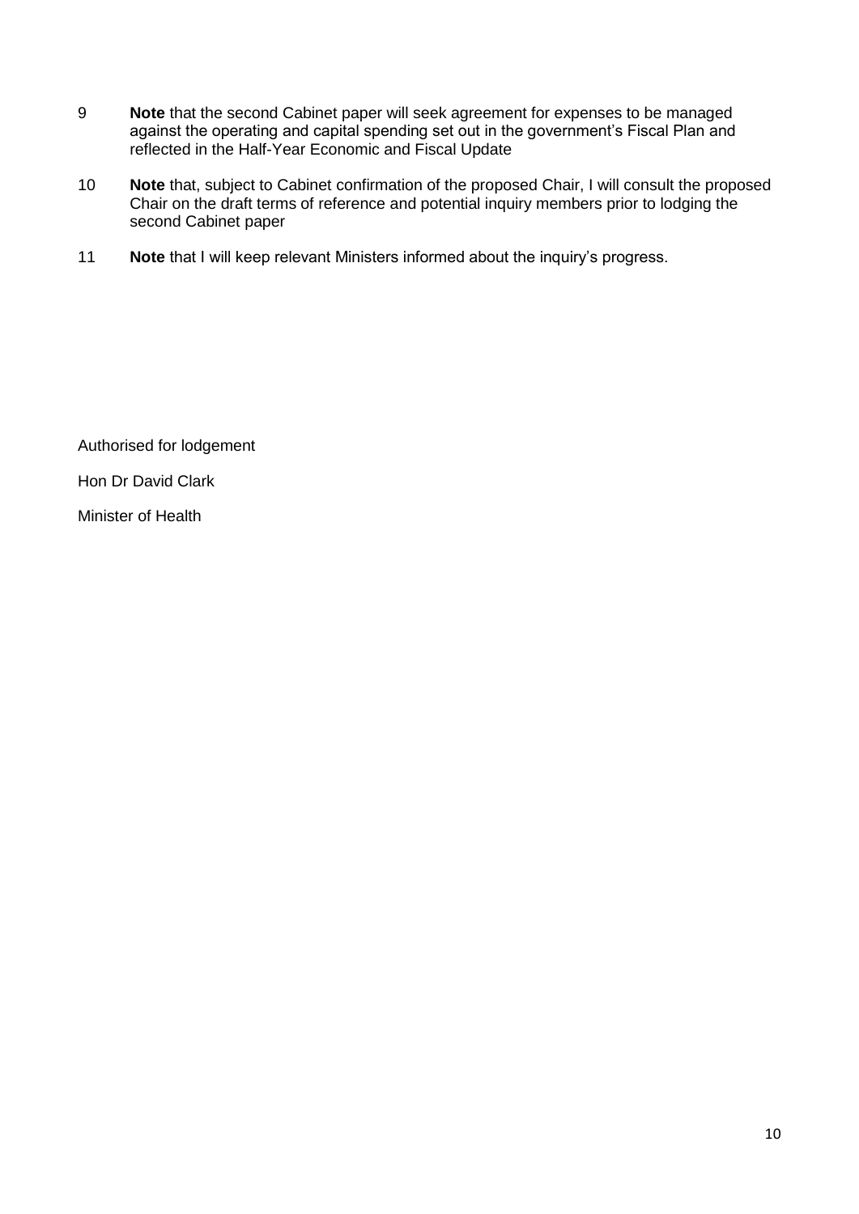9 **Note** that the second Cabinet paper will seek agreement for expenses to be managed against the operating and capital spending set out in the government's Fiscal Plan and reflected in the Half-Year Economic and Fiscal Update

10 **Note** that, subject to Cabinet confirmation of the proposed Chair, I will consult the proposed Chair on the draft terms of reference and potential inquiry members prior to lodging the second Cabinet paper

11 **Note** that I will keep relevant Ministers informed about the inquiry's progress.

Authorised for lodgement

Hon Dr David Clark

Minister of Health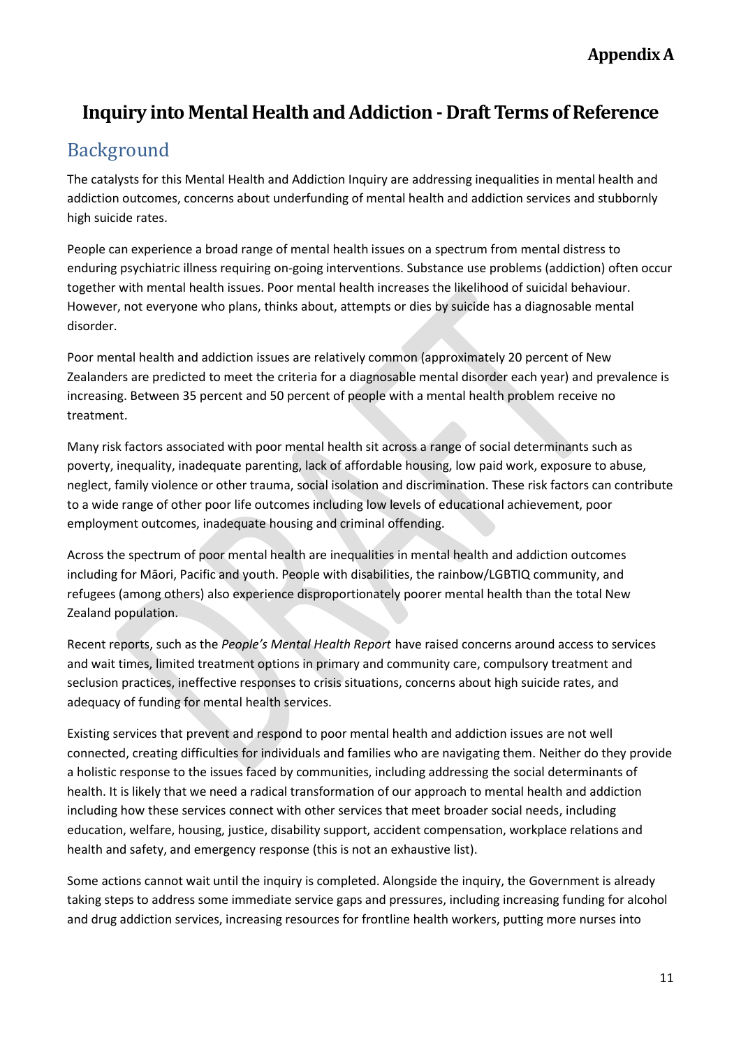**Appendix A**

# Inquiry into Mental Health and Addiction - Draft Terms of Reference

## Background

The catalysts for this Mental Health and Addiction Inquiry are addressing inequalities in mental health and addiction outcomes, concerns about underfunding of mental health and addiction services and stubbornly high suicide rates.

People can experience a broad range of mental health issues on a spectrum from mental distress to enduring psychiatric illness requiring on-going interventions. Substance use problems (addiction) often occur together with mental health issues. Poor mental health increases the likelihood of suicidal behaviour. However, not everyone who plans, thinks about, attempts or dies by suicide has a diagnosable mental disorder.

Poor mental health and addiction issues are relatively common (approximately 20 percent of New Zealanders are predicted to meet the criteria for a diagnosable mental disorder each year) and prevalence is increasing. Between 35 percent and 50 percent of people with a mental health problem receive no treatment.

Many risk factors associated with poor mental health sit across a range of social determinants such as poverty, inequality, inadequate parenting, lack of affordable housing, low paid work, exposure to abuse, neglect, family violence or other trauma, social isolation and discrimination. These risk factors can contribute to a wide range of other poor life outcomes including low levels of educational achievement, poor employment outcomes, inadequate housing and criminal offending.

Across the spectrum of poor mental health are inequalities in mental health and addiction outcomes including for Māori, Pacific and youth. People with disabilities, the rainbow/LGBTIQ community, and refugees (among others) also experience disproportionately poorer mental health than the total New Zealand population.

Recent reports, such as the *People's Mental Health Report* have raised concerns around access to services and wait times, limited treatment options in primary and community care, compulsory treatment and seclusion practices, ineffective responses to crisis situations, concerns about high suicide rates, and adequacy of funding for mental health services.

Existing services that prevent and respond to poor mental health and addiction issues are not well connected, creating difficulties for individuals and families who are navigating them. Neither do they provide a holistic response to the issues faced by communities, including addressing the social determinants of health. It is likely that we need a radical transformation of our approach to mental health and addiction including how these services connect with other services that meet broader social needs, including education, welfare, housing, justice, disability support, accident compensation, workplace relations and health and safety, and emergency response (this is not an exhaustive list).

Some actions cannot wait until the inquiry is completed. Alongside the inquiry, the Government is already taking steps to address some immediate service gaps and pressures, including increasing funding for alcohol and drug addiction services, increasing resources for frontline health workers, putting more nurses into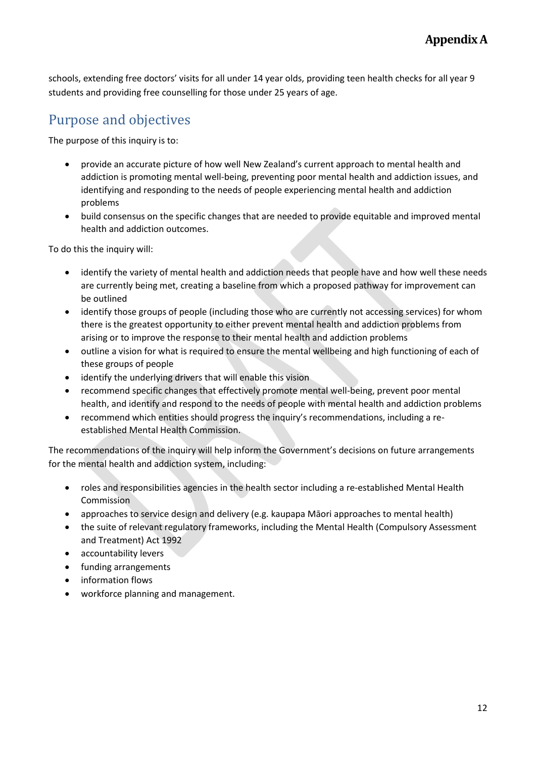schools, extending free doctors' visits for all under 14 year olds, providing teen health checks for all year 9 students and providing free counselling for those under 25 years of age.

## Purpose and objectives

The purpose of this inquiry is to:

- provide an accurate picture of how well New Zealand's current approach to mental health and addiction is promoting mental well-being, preventing poor mental health and addiction issues, and identifying and responding to the needs of people experiencing mental health and addiction problems
- build consensus on the specific changes that are needed to provide equitable and improved mental health and addiction outcomes.

To do this the inquiry will:

- identify the variety of mental health and addiction needs that people have and how well these needs are currently being met, creating a baseline from which a proposed pathway for improvement can be outlined
- identify those groups of people (including those who are currently not accessing services) for whom there is the greatest opportunity to either prevent mental health and addiction problems from arising or to improve the response to their mental health and addiction problems
- outline a vision for what is required to ensure the mental wellbeing and high functioning of each of these groups of people
- identify the underlying drivers that will enable this vision
- recommend specific changes that effectively promote mental well-being, prevent poor mental health, and identify and respond to the needs of people with mental health and addiction problems
- recommend which entities should progress the inquiry's recommendations, including a re-established Mental Health Commission.

The recommendations of the inquiry will help inform the Government's decisions on future arrangements for the mental health and addiction system, including:

- roles and responsibilities agencies in the health sector including a re-established Mental Health Commission
- approaches to service design and delivery (e.g. kaupapa Māori approaches to mental health)
- the suite of relevant regulatory frameworks, including the Mental Health (Compulsory Assessment and Treatment) Act 1992
- accountability levers
- funding arrangements
- information flows
- workforce planning and management.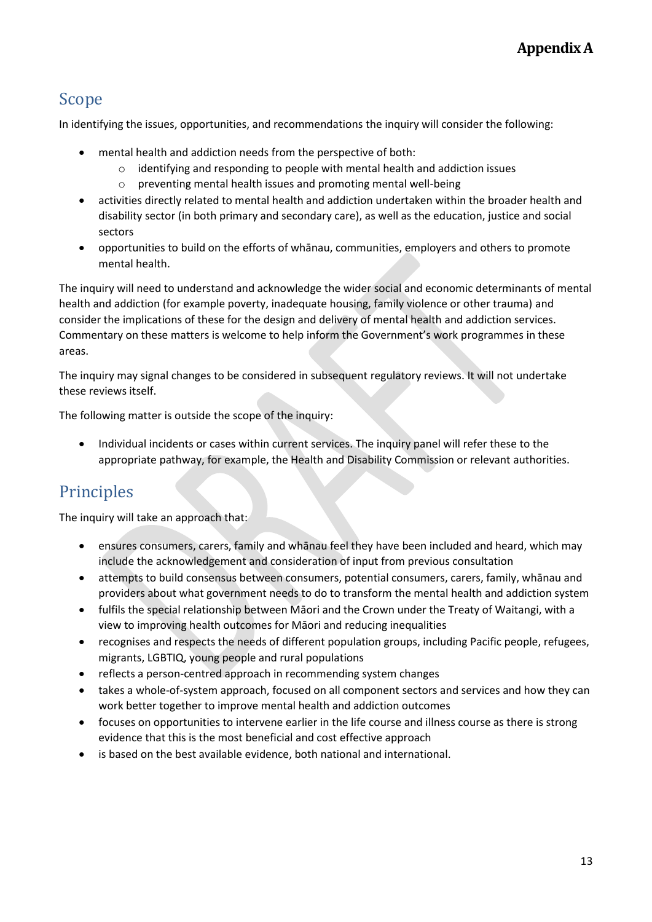# Appendix A

## Scope

In identifying the issues, opportunities, and recommendations the inquiry will consider the following:

- mental health and addiction needs from the perspective of both:
  - identifying and responding to people with mental health and addiction issues
  - preventing mental health issues and promoting mental well-being
- activities directly related to mental health and addiction undertaken within the broader health and disability sector (in both primary and secondary care), as well as the education, justice and social sectors
- opportunities to build on the efforts of whānau, communities, employers and others to promote mental health.

The inquiry will need to understand and acknowledge the wider social and economic determinants of mental health and addiction (for example poverty, inadequate housing, family violence or other trauma) and consider the implications of these for the design and delivery of mental health and addiction services. Commentary on these matters is welcome to help inform the Government's work programmes in these areas.

The inquiry may signal changes to be considered in subsequent regulatory reviews. It will not undertake these reviews itself.

The following matter is outside the scope of the inquiry:

- Individual incidents or cases within current services. The inquiry panel will refer these to the appropriate pathway, for example, the Health and Disability Commission or relevant authorities.

## Principles

The inquiry will take an approach that:

- ensures consumers, carers, family and whānau feel they have been included and heard, which may include the acknowledgement and consideration of input from previous consultation
- attempts to build consensus between consumers, potential consumers, carers, family, whānau and providers about what government needs to do to transform the mental health and addiction system
- fulfils the special relationship between Māori and the Crown under the Treaty of Waitangi, with a view to improving health outcomes for Māori and reducing inequalities
- recognises and respects the needs of different population groups, including Pacific people, refugees, migrants, LGBTIQ, young people and rural populations
- reflects a person-centred approach in recommending system changes
- takes a whole-of-system approach, focused on all component sectors and services and how they can work better together to improve mental health and addiction outcomes
- focuses on opportunities to intervene earlier in the life course and illness course as there is strong evidence that this is the most beneficial and cost effective approach
- is based on the best available evidence, both national and international.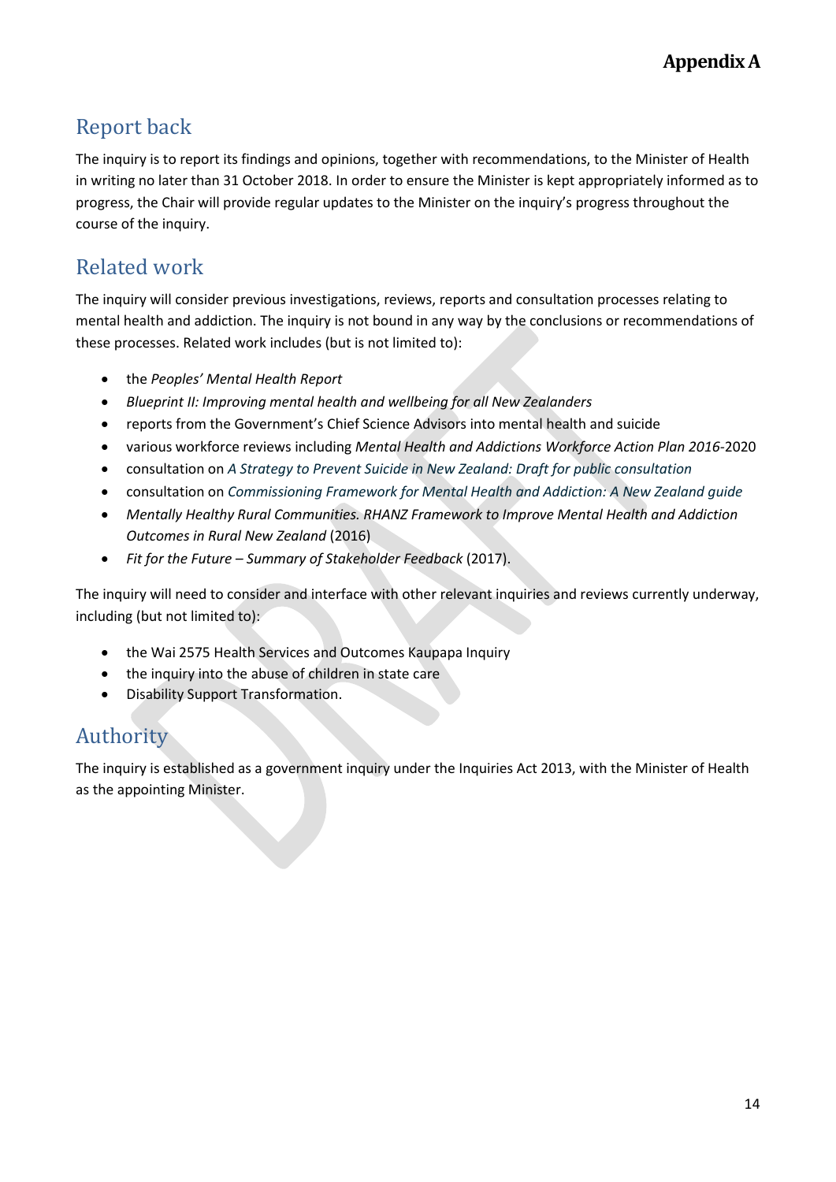# Appendix A

## Report back

The inquiry is to report its findings and opinions, together with recommendations, to the Minister of Health in writing no later than 31 October 2018. In order to ensure the Minister is kept appropriately informed as to progress, the Chair will provide regular updates to the Minister on the inquiry's progress throughout the course of the inquiry.

## Related work

The inquiry will consider previous investigations, reviews, reports and consultation processes relating to mental health and addiction. The inquiry is not bound in any way by the conclusions or recommendations of these processes. Related work includes (but is not limited to):

- the *Peoples' Mental Health Report*
- *Blueprint II: Improving mental health and wellbeing for all New Zealanders*
- reports from the Government's Chief Science Advisors into mental health and suicide
- various workforce reviews including *Mental Health and Addictions Workforce Action Plan 2016*-2020
- consultation on *A Strategy to Prevent Suicide in New Zealand: Draft for public consultation*
- consultation on *Commissioning Framework for Mental Health and Addiction: A New Zealand guide*
- *Mentally Healthy Rural Communities. RHANZ Framework to Improve Mental Health and Addiction Outcomes in Rural New Zealand* (2016)
- *Fit for the Future – Summary of Stakeholder Feedback* (2017).

The inquiry will need to consider and interface with other relevant inquiries and reviews currently underway, including (but not limited to):

- the Wai 2575 Health Services and Outcomes Kaupapa Inquiry
- the inquiry into the abuse of children in state care
- Disability Support Transformation.

## Authority

The inquiry is established as a government inquiry under the Inquiries Act 2013, with the Minister of Health as the appointing Minister.